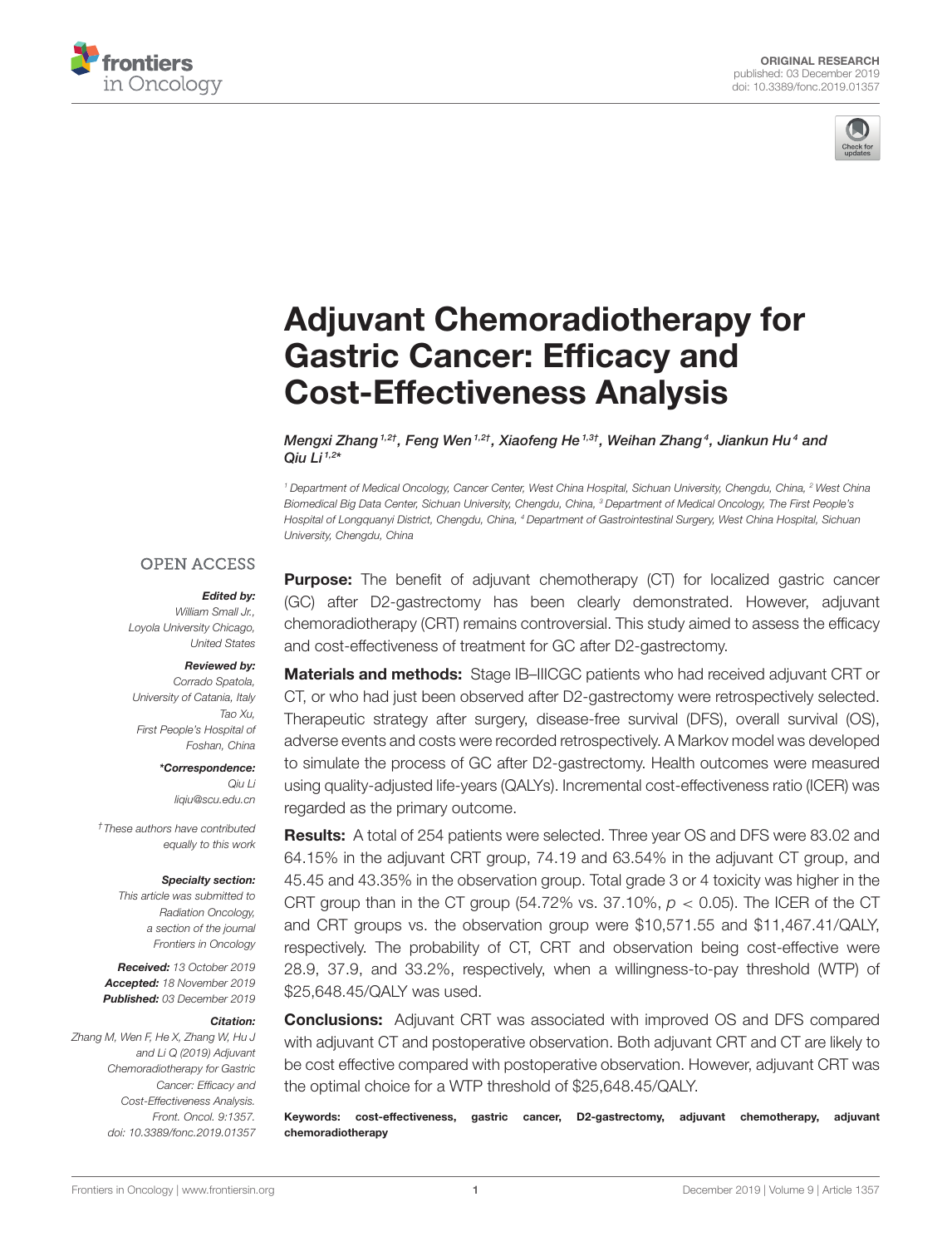ORIGINAL RESEARCH
published: 03 December 2019
doi: 10.3389/fonc.2019.01357

# Adjuvant Chemoradiotherapy for Gastric Cancer: Efficacy and Cost-Effectiveness Analysis

*Mengxi Zhang[1,2†], Feng Wen[1,2†], Xiaofeng He[1,3†], Weihan Zhang[4], Jiankun Hu[4] and Qiu Li[1,2*]*

[1] Department of Medical Oncology, Cancer Center, West China Hospital, Sichuan University, Chengdu, China, [2] West China Biomedical Big Data Center, Sichuan University, Chengdu, China, [3] Department of Medical Oncology, The First People's Hospital of Longquanyi District, Chengdu, China, [4] Department of Gastrointestinal Surgery, West China Hospital, Sichuan University, Chengdu, China

OPEN ACCESS

***Edited by:***
*William Small Jr., Loyola University Chicago, United States*

***Reviewed by:***
*Corrado Spatola, University of Catania, Italy*
*Tao Xu, First People's Hospital of Foshan, China*

***\*Correspondence:***
*Qiu Li*
*liqiu@scu.edu.cn*

*†These authors have contributed equally to this work*

***Specialty section:***
*This article was submitted to Radiation Oncology, a section of the journal Frontiers in Oncology*

***Received:*** *13 October 2019*
***Accepted:*** *18 November 2019*
***Published:*** *03 December 2019*

***Citation:***
*Zhang M, Wen F, He X, Zhang W, Hu J and Li Q (2019) Adjuvant Chemoradiotherapy for Gastric Cancer: Efficacy and Cost-Effectiveness Analysis. Front. Oncol. 9:1357. doi: 10.3389/fonc.2019.01357*

**Purpose:** The benefit of adjuvant chemotherapy (CT) for localized gastric cancer (GC) after D2-gastrectomy has been clearly demonstrated. However, adjuvant chemoradiotherapy (CRT) remains controversial. This study aimed to assess the efficacy and cost-effectiveness of treatment for GC after D2-gastrectomy.

**Materials and methods:** Stage IB–IIIGC patients who had received adjuvant CRT or CT, or who had just been observed after D2-gastrectomy were retrospectively selected. Therapeutic strategy after surgery, disease-free survival (DFS), overall survival (OS), adverse events and costs were recorded retrospectively. A Markov model was developed to simulate the process of GC after D2-gastrectomy. Health outcomes were measured using quality-adjusted life-years (QALYs). Incremental cost-effectiveness ratio (ICER) was regarded as the primary outcome.

**Results:** A total of 254 patients were selected. Three year OS and DFS were 83.02 and 64.15% in the adjuvant CRT group, 74.19 and 63.54% in the adjuvant CT group, and 45.45 and 43.35% in the observation group. Total grade 3 or 4 toxicity was higher in the CRT group than in the CT group (54.72% vs. 37.10%, $p < 0.05$). The ICER of the CT and CRT groups vs. the observation group were $10,571.55 and $11,467.41/QALY, respectively. The probability of CT, CRT and observation being cost-effective were 28.9, 37.9, and 33.2%, respectively, when a willingness-to-pay threshold (WTP) of $25,648.45/QALY was used.

**Conclusions:** Adjuvant CRT was associated with improved OS and DFS compared with adjuvant CT and postoperative observation. Both adjuvant CRT and CT are likely to be cost effective compared with postoperative observation. However, adjuvant CRT was the optimal choice for a WTP threshold of $25,648.45/QALY.

**Keywords: cost-effectiveness, gastric cancer, D2-gastrectomy, adjuvant chemotherapy, adjuvant chemoradiotherapy**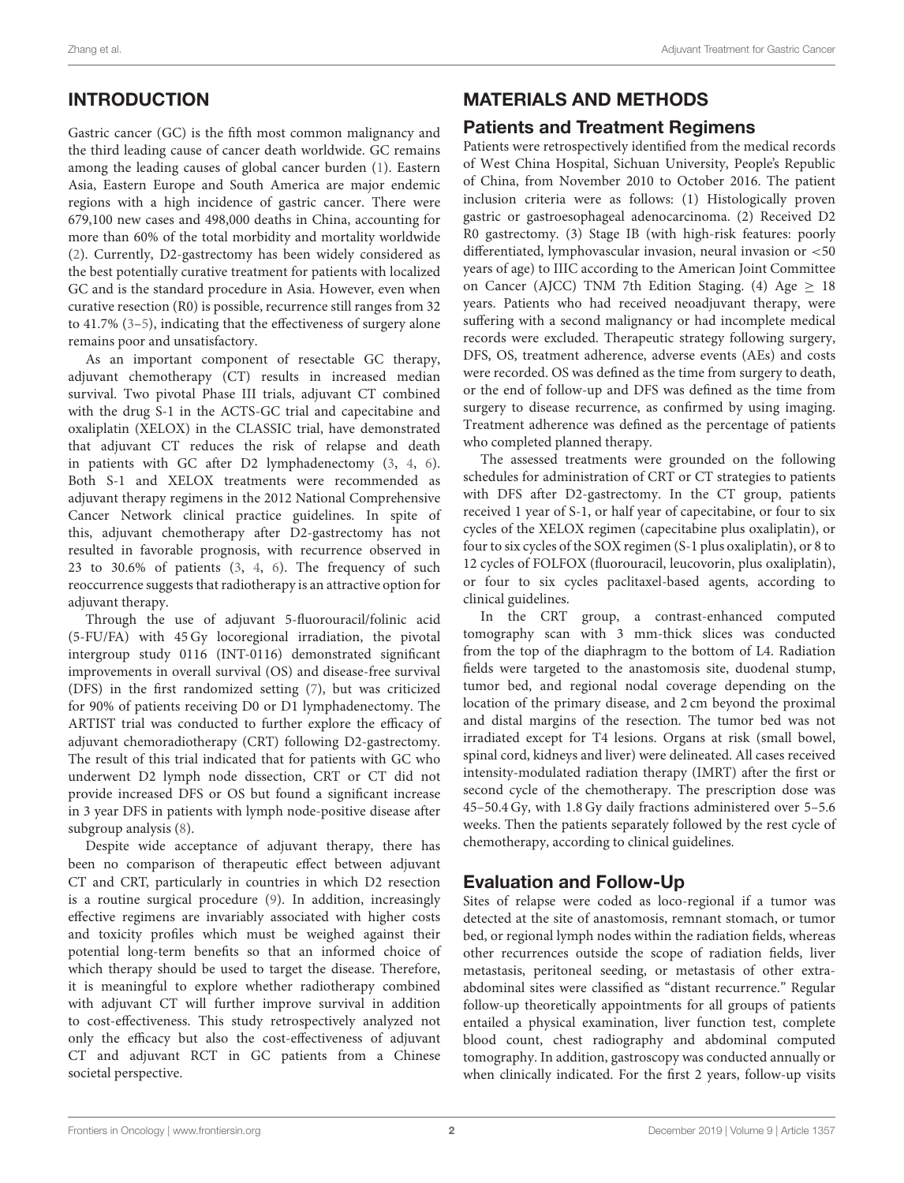## INTRODUCTION

Gastric cancer (GC) is the fifth most common malignancy and the third leading cause of cancer death worldwide. GC remains among the leading causes of global cancer burden (1). Eastern Asia, Eastern Europe and South America are major endemic regions with a high incidence of gastric cancer. There were 679,100 new cases and 498,000 deaths in China, accounting for more than 60% of the total morbidity and mortality worldwide (2). Currently, D2-gastrectomy has been widely considered as the best potentially curative treatment for patients with localized GC and is the standard procedure in Asia. However, even when curative resection (R0) is possible, recurrence still ranges from 32 to 41.7% (3–5), indicating that the effectiveness of surgery alone remains poor and unsatisfactory.

As an important component of resectable GC therapy, adjuvant chemotherapy (CT) results in increased median survival. Two pivotal Phase III trials, adjuvant CT combined with the drug S-1 in the ACTS-GC trial and capecitabine and oxaliplatin (XELOX) in the CLASSIC trial, have demonstrated that adjuvant CT reduces the risk of relapse and death in patients with GC after D2 lymphadenectomy (3, 4, 6). Both S-1 and XELOX treatments were recommended as adjuvant therapy regimens in the 2012 National Comprehensive Cancer Network clinical practice guidelines. In spite of this, adjuvant chemotherapy after D2-gastrectomy has not resulted in favorable prognosis, with recurrence observed in 23 to 30.6% of patients (3, 4, 6). The frequency of such reoccurrence suggests that radiotherapy is an attractive option for adjuvant therapy.

Through the use of adjuvant 5-fluorouracil/folinic acid (5-FU/FA) with 45 Gy locoregional irradiation, the pivotal intergroup study 0116 (INT-0116) demonstrated significant improvements in overall survival (OS) and disease-free survival (DFS) in the first randomized setting (7), but was criticized for 90% of patients receiving D0 or D1 lymphadenectomy. The ARTIST trial was conducted to further explore the efficacy of adjuvant chemoradiotherapy (CRT) following D2-gastrectomy. The result of this trial indicated that for patients with GC who underwent D2 lymph node dissection, CRT or CT did not provide increased DFS or OS but found a significant increase in 3 year DFS in patients with lymph node-positive disease after subgroup analysis (8).

Despite wide acceptance of adjuvant therapy, there has been no comparison of therapeutic effect between adjuvant CT and CRT, particularly in countries in which D2 resection is a routine surgical procedure (9). In addition, increasingly effective regimens are invariably associated with higher costs and toxicity profiles which must be weighed against their potential long-term benefits so that an informed choice of which therapy should be used to target the disease. Therefore, it is meaningful to explore whether radiotherapy combined with adjuvant CT will further improve survival in addition to cost-effectiveness. This study retrospectively analyzed not only the efficacy but also the cost-effectiveness of adjuvant CT and adjuvant RCT in GC patients from a Chinese societal perspective.

## MATERIALS AND METHODS

### Patients and Treatment Regimens

Patients were retrospectively identified from the medical records of West China Hospital, Sichuan University, People's Republic of China, from November 2010 to October 2016. The patient inclusion criteria were as follows: (1) Histologically proven gastric or gastroesophageal adenocarcinoma. (2) Received D2 R0 gastrectomy. (3) Stage IB (with high-risk features: poorly differentiated, lymphovascular invasion, neural invasion or <50 years of age) to IIIC according to the American Joint Committee on Cancer (AJCC) TNM 7th Edition Staging. (4) Age ≥ 18 years. Patients who had received neoadjuvant therapy, were suffering with a second malignancy or had incomplete medical records were excluded. Therapeutic strategy following surgery, DFS, OS, treatment adherence, adverse events (AEs) and costs were recorded. OS was defined as the time from surgery to death, or the end of follow-up and DFS was defined as the time from surgery to disease recurrence, as confirmed by using imaging. Treatment adherence was defined as the percentage of patients who completed planned therapy.

The assessed treatments were grounded on the following schedules for administration of CRT or CT strategies to patients with DFS after D2-gastrectomy. In the CT group, patients received 1 year of S-1, or half year of capecitabine, or four to six cycles of the XELOX regimen (capecitabine plus oxaliplatin), or four to six cycles of the SOX regimen (S-1 plus oxaliplatin), or 8 to 12 cycles of FOLFOX (fluorouracil, leucovorin, plus oxaliplatin), or four to six cycles paclitaxel-based agents, according to clinical guidelines.

In the CRT group, a contrast-enhanced computed tomography scan with 3 mm-thick slices was conducted from the top of the diaphragm to the bottom of L4. Radiation fields were targeted to the anastomosis site, duodenal stump, tumor bed, and regional nodal coverage depending on the location of the primary disease, and 2 cm beyond the proximal and distal margins of the resection. The tumor bed was not irradiated except for T4 lesions. Organs at risk (small bowel, spinal cord, kidneys and liver) were delineated. All cases received intensity-modulated radiation therapy (IMRT) after the first or second cycle of the chemotherapy. The prescription dose was 45–50.4 Gy, with 1.8 Gy daily fractions administered over 5–5.6 weeks. Then the patients separately followed by the rest cycle of chemotherapy, according to clinical guidelines.

### Evaluation and Follow-Up

Sites of relapse were coded as loco-regional if a tumor was detected at the site of anastomosis, remnant stomach, or tumor bed, or regional lymph nodes within the radiation fields, whereas other recurrences outside the scope of radiation fields, liver metastasis, peritoneal seeding, or metastasis of other extra-abdominal sites were classified as "distant recurrence." Regular follow-up theoretically appointments for all groups of patients entailed a physical examination, liver function test, complete blood count, chest radiography and abdominal computed tomography. In addition, gastroscopy was conducted annually or when clinically indicated. For the first 2 years, follow-up visits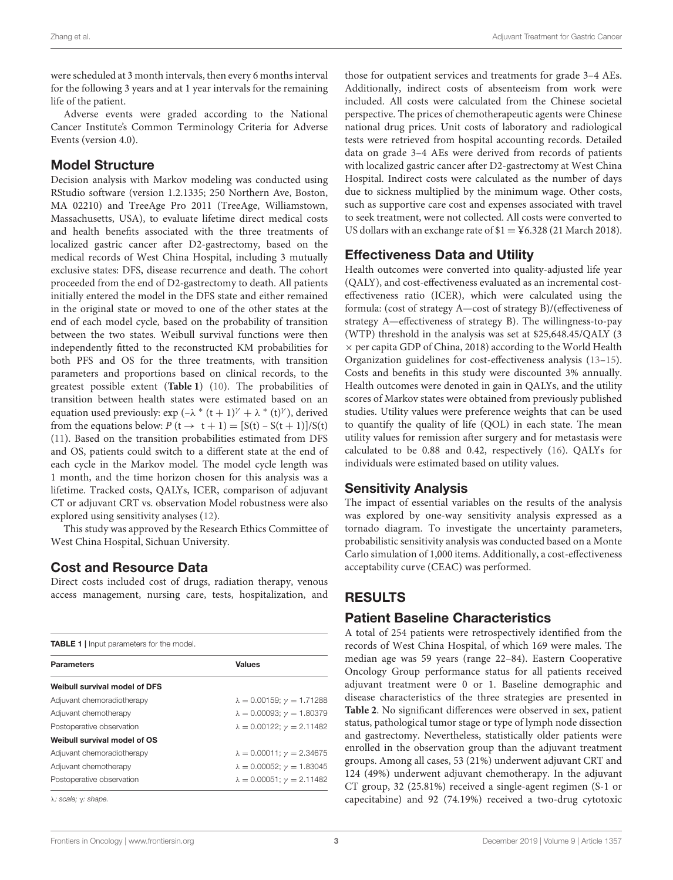were scheduled at 3 month intervals, then every 6 months interval for the following 3 years and at 1 year intervals for the remaining life of the patient.

Adverse events were graded according to the National Cancer Institute's Common Terminology Criteria for Adverse Events (version 4.0).

## Model Structure

Decision analysis with Markov modeling was conducted using RStudio software (version 1.2.1335; 250 Northern Ave, Boston, MA 02210) and TreeAge Pro 2011 (TreeAge, Williamstown, Massachusetts, USA), to evaluate lifetime direct medical costs and health benefits associated with the three treatments of localized gastric cancer after D2-gastrectomy, based on the medical records of West China Hospital, including 3 mutually exclusive states: DFS, disease recurrence and death. The cohort proceeded from the end of D2-gastrectomy to death. All patients initially entered the model in the DFS state and either remained in the original state or moved to one of the other states at the end of each model cycle, based on the probability of transition between the two states. Weibull survival functions were then independently fitted to the reconstructed KM probabilities for both PFS and OS for the three treatments, with transition parameters and proportions based on clinical records, to the greatest possible extent (**Table 1**) (10). The probabilities of transition between health states were estimated based on an equation used previously: $\exp(-\lambda * (t+1)^{\gamma} + \lambda * (t)^{\gamma})$, derived from the equations below: $P(t \rightarrow t+1) = [S(t) - S(t+1)]/S(t)$ (11). Based on the transition probabilities estimated from DFS and OS, patients could switch to a different state at the end of each cycle in the Markov model. The model cycle length was 1 month, and the time horizon chosen for this analysis was a lifetime. Tracked costs, QALYs, ICER, comparison of adjuvant CT or adjuvant CRT vs. observation Model robustness were also explored using sensitivity analyses (12).

This study was approved by the Research Ethics Committee of West China Hospital, Sichuan University.

## Cost and Resource Data

Direct costs included cost of drugs, radiation therapy, venous access management, nursing care, tests, hospitalization, and those for outpatient services and treatments for grade 3–4 AEs. Additionally, indirect costs of absenteeism from work were included. All costs were calculated from the Chinese societal perspective. The prices of chemotherapeutic agents were Chinese national drug prices. Unit costs of laboratory and radiological tests were retrieved from hospital accounting records. Detailed data on grade 3–4 AEs were derived from records of patients with localized gastric cancer after D2-gastrectomy at West China Hospital. Indirect costs were calculated as the number of days due to sickness multiplied by the minimum wage. Other costs, such as supportive care cost and expenses associated with travel to seek treatment, were not collected. All costs were converted to US dollars with an exchange rate of $1 = ¥6.328 (21 March 2018).

**TABLE 1** | Input parameters for the model.

| Parameters | Values |
|---|---|
| **Weibull survival model of DFS** | |
| Adjuvant chemoradiotherapy | $\lambda = 0.00159$; $\gamma = 1.71288$ |
| Adjuvant chemotherapy | $\lambda = 0.00093$; $\gamma = 1.80379$ |
| Postoperative observation | $\lambda = 0.00122$; $\gamma = 2.11482$ |
| **Weibull survival model of OS** | |
| Adjuvant chemoradiotherapy | $\lambda = 0.00011$; $\gamma = 2.34675$ |
| Adjuvant chemotherapy | $\lambda = 0.00052$; $\gamma = 1.83045$ |
| Postoperative observation | $\lambda = 0.00051$; $\gamma = 2.11482$ |

*λ: scale; γ: shape.*

## Effectiveness Data and Utility

Health outcomes were converted into quality-adjusted life year (QALY), and cost-effectiveness evaluated as an incremental cost-effectiveness ratio (ICER), which were calculated using the formula: (cost of strategy A—cost of strategy B)/(effectiveness of strategy A—effectiveness of strategy B). The willingness-to-pay (WTP) threshold in the analysis was set at $25,648.45/QALY (3 × per capita GDP of China, 2018) according to the World Health Organization guidelines for cost-effectiveness analysis (13–15). Costs and benefits in this study were discounted 3% annually. Health outcomes were denoted in gain in QALYs, and the utility scores of Markov states were obtained from previously published studies. Utility values were preference weights that can be used to quantify the quality of life (QOL) in each state. The mean utility values for remission after surgery and for metastasis were calculated to be 0.88 and 0.42, respectively (16). QALYs for individuals were estimated based on utility values.

## Sensitivity Analysis

The impact of essential variables on the results of the analysis was explored by one-way sensitivity analysis expressed as a tornado diagram. To investigate the uncertainty parameters, probabilistic sensitivity analysis was conducted based on a Monte Carlo simulation of 1,000 items. Additionally, a cost-effectiveness acceptability curve (CEAC) was performed.

# RESULTS

## Patient Baseline Characteristics

A total of 254 patients were retrospectively identified from the records of West China Hospital, of which 169 were males. The median age was 59 years (range 22–84). Eastern Cooperative Oncology Group performance status for all patients received adjuvant treatment were 0 or 1. Baseline demographic and disease characteristics of the three strategies are presented in **Table 2**. No significant differences were observed in sex, patient status, pathological tumor stage or type of lymph node dissection and gastrectomy. Nevertheless, statistically older patients were enrolled in the observation group than the adjuvant treatment groups. Among all cases, 53 (21%) underwent adjuvant CRT and 124 (49%) underwent adjuvant chemotherapy. In the adjuvant CT group, 32 (25.81%) received a single-agent regimen (S-1 or capecitabine) and 92 (74.19%) received a two-drug cytotoxic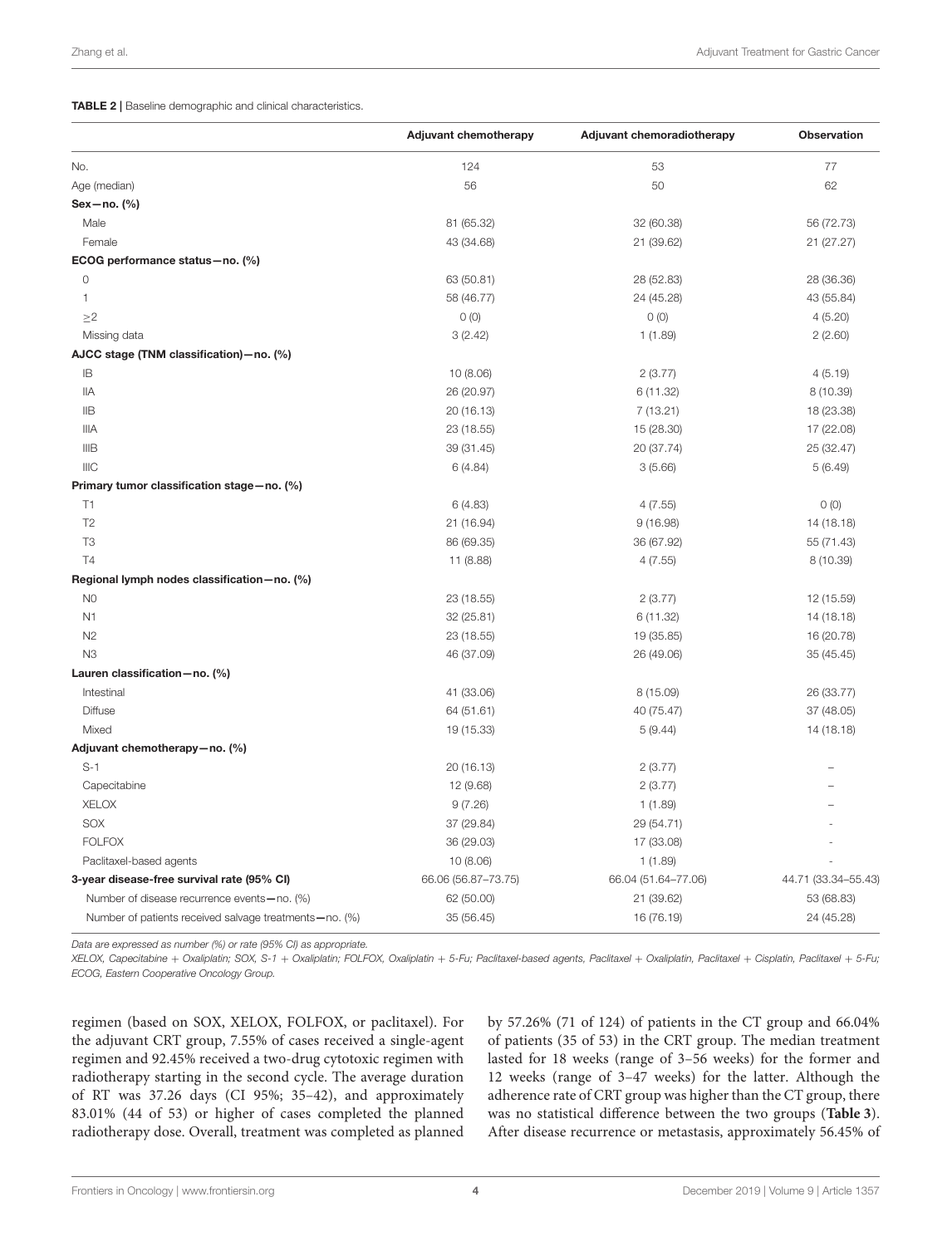**TABLE 2** | Baseline demographic and clinical characteristics.

| | Adjuvant chemotherapy | Adjuvant chemoradiotherapy | Observation |
|---|---|---|---|
| No. | 124 | 53 | 77 |
| Age (median) | 56 | 50 | 62 |
| **Sex—no. (%)** | | | |
| Male | 81 (65.32) | 32 (60.38) | 56 (72.73) |
| Female | 43 (34.68) | 21 (39.62) | 21 (27.27) |
| **ECOG performance status—no. (%)** | | | |
| 0 | 63 (50.81) | 28 (52.83) | 28 (36.36) |
| 1 | 58 (46.77) | 24 (45.28) | 43 (55.84) |
| ≥2 | 0 (0) | 0 (0) | 4 (5.20) |
| Missing data | 3 (2.42) | 1 (1.89) | 2 (2.60) |
| **AJCC stage (TNM classification)—no. (%)** | | | |
| IB | 10 (8.06) | 2 (3.77) | 4 (5.19) |
| IIA | 26 (20.97) | 6 (11.32) | 8 (10.39) |
| IIB | 20 (16.13) | 7 (13.21) | 18 (23.38) |
| IIIA | 23 (18.55) | 15 (28.30) | 17 (22.08) |
| IIIB | 39 (31.45) | 20 (37.74) | 25 (32.47) |
| IIIC | 6 (4.84) | 3 (5.66) | 5 (6.49) |
| **Primary tumor classification stage—no. (%)** | | | |
| T1 | 6 (4.83) | 4 (7.55) | 0 (0) |
| T2 | 21 (16.94) | 9 (16.98) | 14 (18.18) |
| T3 | 86 (69.35) | 36 (67.92) | 55 (71.43) |
| T4 | 11 (8.88) | 4 (7.55) | 8 (10.39) |
| **Regional lymph nodes classification—no. (%)** | | | |
| N0 | 23 (18.55) | 2 (3.77) | 12 (15.59) |
| N1 | 32 (25.81) | 6 (11.32) | 14 (18.18) |
| N2 | 23 (18.55) | 19 (35.85) | 16 (20.78) |
| N3 | 46 (37.09) | 26 (49.06) | 35 (45.45) |
| **Lauren classification—no. (%)** | | | |
| Intestinal | 41 (33.06) | 8 (15.09) | 26 (33.77) |
| Diffuse | 64 (51.61) | 40 (75.47) | 37 (48.05) |
| Mixed | 19 (15.33) | 5 (9.44) | 14 (18.18) |
| **Adjuvant chemotherapy—no. (%)** | | | |
| S-1 | 20 (16.13) | 2 (3.77) | – |
| Capecitabine | 12 (9.68) | 2 (3.77) | – |
| XELOX | 9 (7.26) | 1 (1.89) | – |
| SOX | 37 (29.84) | 29 (54.71) | - |
| FOLFOX | 36 (29.03) | 17 (33.08) | - |
| Paclitaxel-based agents | 10 (8.06) | 1 (1.89) | - |
| **3-year disease-free survival rate (95% CI)** | 66.06 (56.87–73.75) | 66.04 (51.64–77.06) | 44.71 (33.34–55.43) |
| Number of disease recurrence events—no. (%) | 62 (50.00) | 21 (39.62) | 53 (68.83) |
| Number of patients received salvage treatments—no. (%) | 35 (56.45) | 16 (76.19) | 24 (45.28) |

*Data are expressed as number (%) or rate (95% CI) as appropriate.*

*XELOX, Capecitabine + Oxaliplatin; SOX, S-1 + Oxaliplatin; FOLFOX, Oxaliplatin + 5-Fu; Paclitaxel-based agents, Paclitaxel + Oxaliplatin, Paclitaxel + Cisplatin, Paclitaxel + 5-Fu; ECOG, Eastern Cooperative Oncology Group.*

regimen (based on SOX, XELOX, FOLFOX, or paclitaxel). For the adjuvant CRT group, 7.55% of cases received a single-agent regimen and 92.45% received a two-drug cytotoxic regimen with radiotherapy starting in the second cycle. The average duration of RT was 37.26 days (CI 95%; 35–42), and approximately 83.01% (44 of 53) or higher of cases completed the planned radiotherapy dose. Overall, treatment was completed as planned by 57.26% (71 of 124) of patients in the CT group and 66.04% of patients (35 of 53) in the CRT group. The median treatment lasted for 18 weeks (range of 3–56 weeks) for the former and 12 weeks (range of 3–47 weeks) for the latter. Although the adherence rate of CRT group was higher than the CT group, there was no statistical difference between the two groups (**Table 3**). After disease recurrence or metastasis, approximately 56.45% of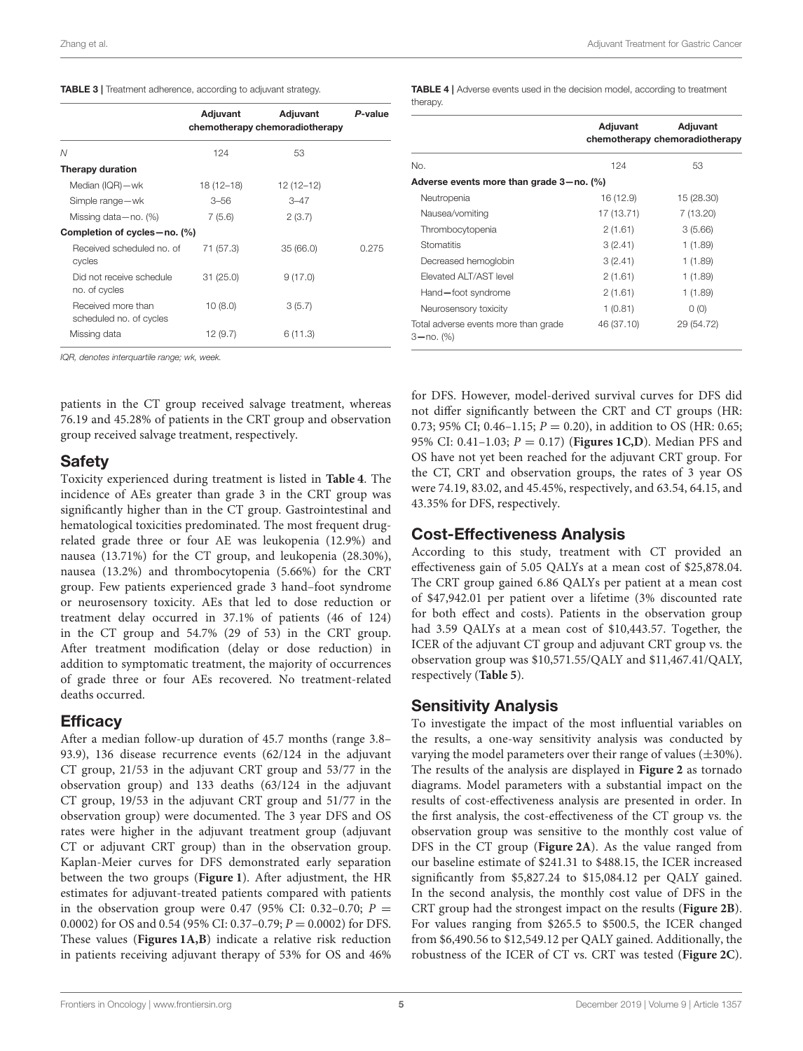**TABLE 3 |** Treatment adherence, according to adjuvant strategy.

| | Adjuvant chemotherapy | Adjuvant chemoradiotherapy | *P*-value |
|---|---|---|---|
| *N* | 124 | 53 | |
| **Therapy duration** | | | |
| Median (IQR)—wk | 18 (12–18) | 12 (12–12) | |
| Simple range—wk | 3–56 | 3–47 | |
| Missing data—no. (%) | 7 (5.6) | 2 (3.7) | |
| **Completion of cycles—no. (%)** | | | |
| Received scheduled no. of cycles | 71 (57.3) | 35 (66.0) | 0.275 |
| Did not receive schedule no. of cycles | 31 (25.0) | 9 (17.0) | |
| Received more than scheduled no. of cycles | 10 (8.0) | 3 (5.7) | |
| Missing data | 12 (9.7) | 6 (11.3) | |

*IQR, denotes interquartile range; wk, week.*

**TABLE 4 |** Adverse events used in the decision model, according to treatment therapy.

| | Adjuvant chemotherapy | Adjuvant chemoradiotherapy |
|---|---|---|
| No. | 124 | 53 |
| **Adverse events more than grade 3—no. (%)** | | |
| Neutropenia | 16 (12.9) | 15 (28.30) |
| Nausea/vomiting | 17 (13.71) | 7 (13.20) |
| Thrombocytopenia | 2 (1.61) | 3 (5.66) |
| Stomatitis | 3 (2.41) | 1 (1.89) |
| Decreased hemoglobin | 3 (2.41) | 1 (1.89) |
| Elevated ALT/AST level | 2 (1.61) | 1 (1.89) |
| Hand—foot syndrome | 2 (1.61) | 1 (1.89) |
| Neurosensory toxicity | 1 (0.81) | 0 (0) |
| Total adverse events more than grade 3—no. (%) | 46 (37.10) | 29 (54.72) |

patients in the CT group received salvage treatment, whereas 76.19 and 45.28% of patients in the CRT group and observation group received salvage treatment, respectively.

## Safety

Toxicity experienced during treatment is listed in **Table 4**. The incidence of AEs greater than grade 3 in the CRT group was significantly higher than in the CT group. Gastrointestinal and hematological toxicities predominated. The most frequent drug-related grade three or four AE was leukopenia (12.9%) and nausea (13.71%) for the CT group, and leukopenia (28.30%), nausea (13.2%) and thrombocytopenia (5.66%) for the CRT group. Few patients experienced grade 3 hand–foot syndrome or neurosensory toxicity. AEs that led to dose reduction or treatment delay occurred in 37.1% of patients (46 of 124) in the CT group and 54.7% (29 of 53) in the CRT group. After treatment modification (delay or dose reduction) in addition to symptomatic treatment, the majority of occurrences of grade three or four AEs recovered. No treatment-related deaths occurred.

## Efficacy

After a median follow-up duration of 45.7 months (range 3.8–93.9), 136 disease recurrence events (62/124 in the adjuvant CT group, 21/53 in the adjuvant CRT group and 53/77 in the observation group) and 133 deaths (63/124 in the adjuvant CT group, 19/53 in the adjuvant CRT group and 51/77 in the observation group) were documented. The 3 year DFS and OS rates were higher in the adjuvant treatment group (adjuvant CT or adjuvant CRT group) than in the observation group. Kaplan-Meier curves for DFS demonstrated early separation between the two groups (**Figure 1**). After adjustment, the HR estimates for adjuvant-treated patients compared with patients in the observation group were 0.47 (95% CI: 0.32–0.70; $P = 0.0002$) for OS and 0.54 (95% CI: 0.37–0.79; $P = 0.0002$) for DFS. These values (**Figures 1A,B**) indicate a relative risk reduction in patients receiving adjuvant therapy of 53% for OS and 46% for DFS. However, model-derived survival curves for DFS did not differ significantly between the CRT and CT groups (HR: 0.73; 95% CI; 0.46–1.15; $P = 0.20$), in addition to OS (HR: 0.65; 95% CI: 0.41–1.03; $P = 0.17$) (**Figures 1C,D**). Median PFS and OS have not yet been reached for the adjuvant CRT group. For the CT, CRT and observation groups, the rates of 3 year OS were 74.19, 83.02, and 45.45%, respectively, and 63.54, 64.15, and 43.35% for DFS, respectively.

## Cost-Effectiveness Analysis

According to this study, treatment with CT provided an effectiveness gain of 5.05 QALYs at a mean cost of $25,878.04. The CRT group gained 6.86 QALYs per patient at a mean cost of $47,942.01 per patient over a lifetime (3% discounted rate for both effect and costs). Patients in the observation group had 3.59 QALYs at a mean cost of $10,443.57. Together, the ICER of the adjuvant CT group and adjuvant CRT group vs. the observation group was $10,571.55/QALY and $11,467.41/QALY, respectively (**Table 5**).

## Sensitivity Analysis

To investigate the impact of the most influential variables on the results, a one-way sensitivity analysis was conducted by varying the model parameters over their range of values (±30%). The results of the analysis are displayed in **Figure 2** as tornado diagrams. Model parameters with a substantial impact on the results of cost-effectiveness analysis are presented in order. In the first analysis, the cost-effectiveness of the CT group vs. the observation group was sensitive to the monthly cost value of DFS in the CT group (**Figure 2A**). As the value ranged from our baseline estimate of $241.31 to $488.15, the ICER increased significantly from $5,827.24 to $15,084.12 per QALY gained. In the second analysis, the monthly cost value of DFS in the CRT group had the strongest impact on the results (**Figure 2B**). For values ranging from $265.5 to $500.5, the ICER changed from $6,490.56 to $12,549.12 per QALY gained. Additionally, the robustness of the ICER of CT vs. CRT was tested (**Figure 2C**).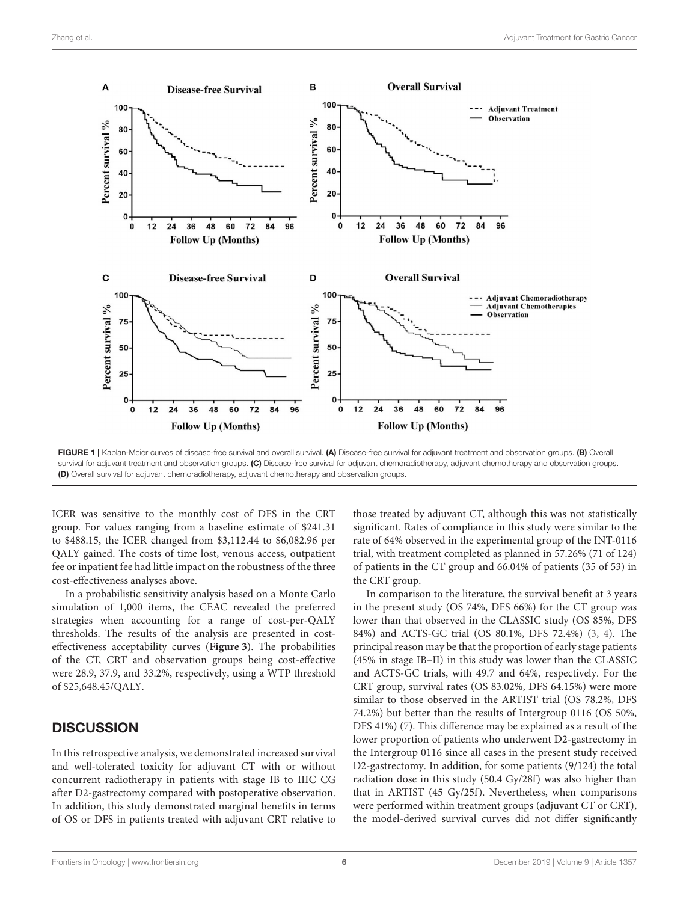FIGURE 1 | Kaplan-Meier curves of disease-free survival and overall survival. **(A)** Disease-free survival for adjuvant treatment and observation groups. **(B)** Overall survival for adjuvant treatment and observation groups. **(C)** Disease-free survival for adjuvant chemoradiotherapy, adjuvant chemotherapy and observation groups. **(D)** Overall survival for adjuvant chemoradiotherapy, adjuvant chemotherapy and observation groups.

ICER was sensitive to the monthly cost of DFS in the CRT group. For values ranging from a baseline estimate of $241.31 to $488.15, the ICER changed from $3,112.44 to $6,082.96 per QALY gained. The costs of time lost, venous access, outpatient fee or inpatient fee had little impact on the robustness of the three cost-effectiveness analyses above.

In a probabilistic sensitivity analysis based on a Monte Carlo simulation of 1,000 items, the CEAC revealed the preferred strategies when accounting for a range of cost-per-QALY thresholds. The results of the analysis are presented in cost-effectiveness acceptability curves (**Figure 3**). The probabilities of the CT, CRT and observation groups being cost-effective were 28.9, 37.9, and 33.2%, respectively, using a WTP threshold of $25,648.45/QALY.

## DISCUSSION

In this retrospective analysis, we demonstrated increased survival and well-tolerated toxicity for adjuvant CT with or without concurrent radiotherapy in patients with stage IB to IIIC CG after D2-gastrectomy compared with postoperative observation. In addition, this study demonstrated marginal benefits in terms of OS or DFS in patients treated with adjuvant CRT relative to those treated by adjuvant CT, although this was not statistically significant. Rates of compliance in this study were similar to the rate of 64% observed in the experimental group of the INT-0116 trial, with treatment completed as planned in 57.26% (71 of 124) of patients in the CT group and 66.04% of patients (35 of 53) in the CRT group.

In comparison to the literature, the survival benefit at 3 years in the present study (OS 74%, DFS 66%) for the CT group was lower than that observed in the CLASSIC study (OS 85%, DFS 84%) and ACTS-GC trial (OS 80.1%, DFS 72.4%) (3, 4). The principal reason may be that the proportion of early stage patients (45% in stage IB–II) in this study was lower than the CLASSIC and ACTS-GC trials, with 49.7 and 64%, respectively. For the CRT group, survival rates (OS 83.02%, DFS 64.15%) were more similar to those observed in the ARTIST trial (OS 78.2%, DFS 74.2%) but better than the results of Intergroup 0116 (OS 50%, DFS 41%) (7). This difference may be explained as a result of the lower proportion of patients who underwent D2-gastrectomy in the Intergroup 0116 since all cases in the present study received D2-gastrectomy. In addition, for some patients (9/124) the total radiation dose in this study (50.4 Gy/28f) was also higher than that in ARTIST (45 Gy/25f). Nevertheless, when comparisons were performed within treatment groups (adjuvant CT or CRT), the model-derived survival curves did not differ significantly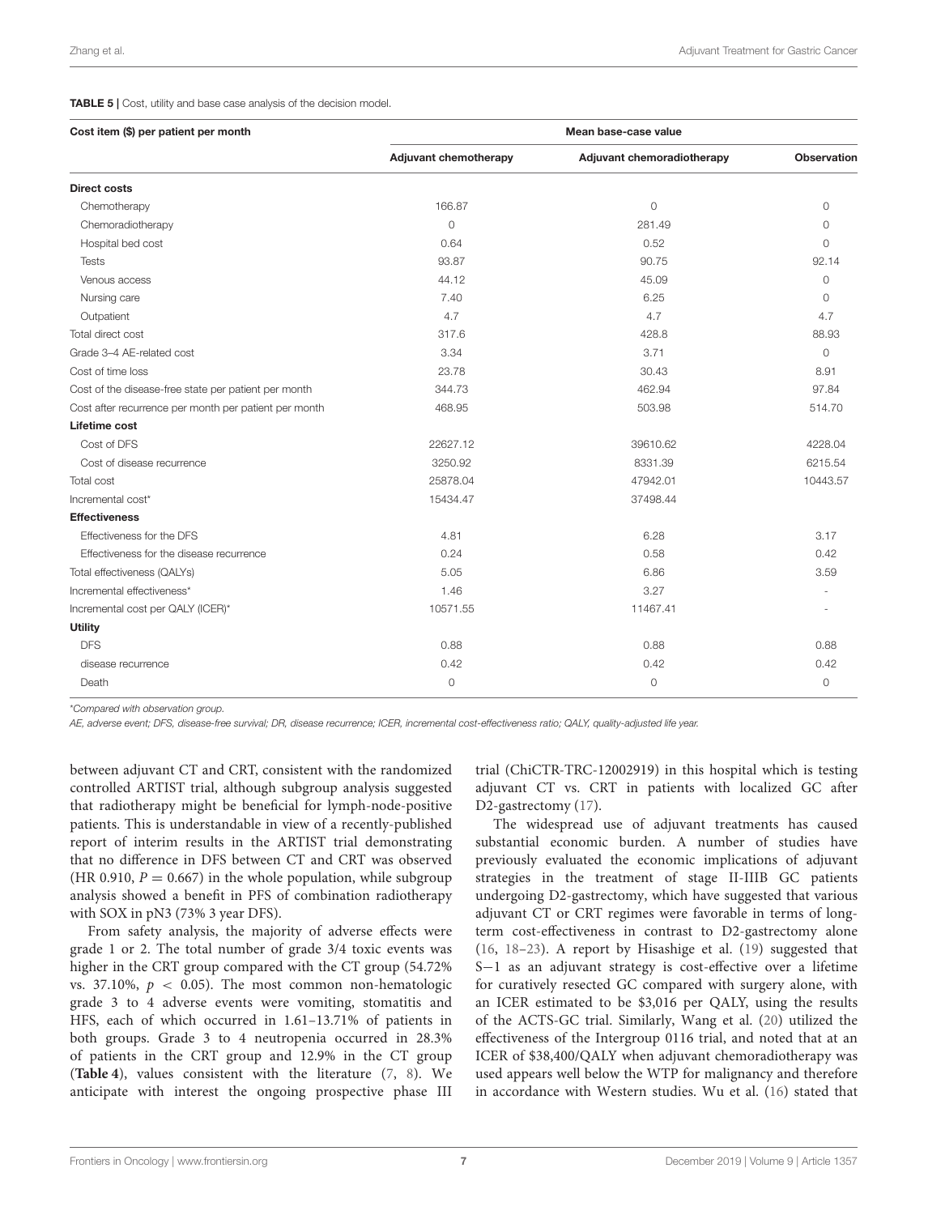**TABLE 5 |** Cost, utility and base case analysis of the decision model.

| Cost item ($) per patient per month | Mean base-case value | | |
|---|---|---|---|
| | Adjuvant chemotherapy | Adjuvant chemoradiotherapy | Observation |
| **Direct costs** | | | |
| Chemotherapy | 166.87 | 0 | 0 |
| Chemoradiotherapy | 0 | 281.49 | 0 |
| Hospital bed cost | 0.64 | 0.52 | 0 |
| Tests | 93.87 | 90.75 | 92.14 |
| Venous access | 44.12 | 45.09 | 0 |
| Nursing care | 7.40 | 6.25 | 0 |
| Outpatient | 4.7 | 4.7 | 4.7 |
| Total direct cost | 317.6 | 428.8 | 88.93 |
| Grade 3–4 AE-related cost | 3.34 | 3.71 | 0 |
| Cost of time loss | 23.78 | 30.43 | 8.91 |
| Cost of the disease-free state per patient per month | 344.73 | 462.94 | 97.84 |
| Cost after recurrence per month per patient per month | 468.95 | 503.98 | 514.70 |
| **Lifetime cost** | | | |
| Cost of DFS | 22627.12 | 39610.62 | 4228.04 |
| Cost of disease recurrence | 3250.92 | 8331.39 | 6215.54 |
| Total cost | 25878.04 | 47942.01 | 10443.57 |
| Incremental cost* | 15434.47 | 37498.44 | |
| **Effectiveness** | | | |
| Effectiveness for the DFS | 4.81 | 6.28 | 3.17 |
| Effectiveness for the disease recurrence | 0.24 | 0.58 | 0.42 |
| Total effectiveness (QALYs) | 5.05 | 6.86 | 3.59 |
| Incremental effectiveness* | 1.46 | 3.27 | - |
| Incremental cost per QALY (ICER)* | 10571.55 | 11467.41 | - |
| **Utility** | | | |
| DFS | 0.88 | 0.88 | 0.88 |
| disease recurrence | 0.42 | 0.42 | 0.42 |
| Death | 0 | 0 | 0 |

*Compared with observation group.

*AE, adverse event; DFS, disease-free survival; DR, disease recurrence; ICER, incremental cost-effectiveness ratio; QALY, quality-adjusted life year.*

between adjuvant CT and CRT, consistent with the randomized controlled ARTIST trial, although subgroup analysis suggested that radiotherapy might be beneficial for lymph-node-positive patients. This is understandable in view of a recently-published report of interim results in the ARTIST trial demonstrating that no difference in DFS between CT and CRT was observed (HR 0.910, $P = 0.667$) in the whole population, while subgroup analysis showed a benefit in PFS of combination radiotherapy with SOX in pN3 (73% 3 year DFS).

From safety analysis, the majority of adverse effects were grade 1 or 2. The total number of grade 3/4 toxic events was higher in the CRT group compared with the CT group (54.72% vs. 37.10%, $p < 0.05$). The most common non-hematologic grade 3 to 4 adverse events were vomiting, stomatitis and HFS, each of which occurred in 1.61–13.71% of patients in both groups. Grade 3 to 4 neutropenia occurred in 28.3% of patients in the CRT group and 12.9% in the CT group (**Table 4**), values consistent with the literature (7, 8). We anticipate with interest the ongoing prospective phase III trial (ChiCTR-TRC-12002919) in this hospital which is testing adjuvant CT vs. CRT in patients with localized GC after D2-gastrectomy (17).

The widespread use of adjuvant treatments has caused substantial economic burden. A number of studies have previously evaluated the economic implications of adjuvant strategies in the treatment of stage II-IIIB GC patients undergoing D2-gastrectomy, which have suggested that various adjuvant CT or CRT regimes were favorable in terms of long-term cost-effectiveness in contrast to D2-gastrectomy alone (16, 18–23). A report by Hisashige et al. (19) suggested that S−1 as an adjuvant strategy is cost-effective over a lifetime for curatively resected GC compared with surgery alone, with an ICER estimated to be $3,016 per QALY, using the results of the ACTS-GC trial. Similarly, Wang et al. (20) utilized the effectiveness of the Intergroup 0116 trial, and noted that at an ICER of $38,400/QALY when adjuvant chemoradiotherapy was used appears well below the WTP for malignancy and therefore in accordance with Western studies. Wu et al. (16) stated that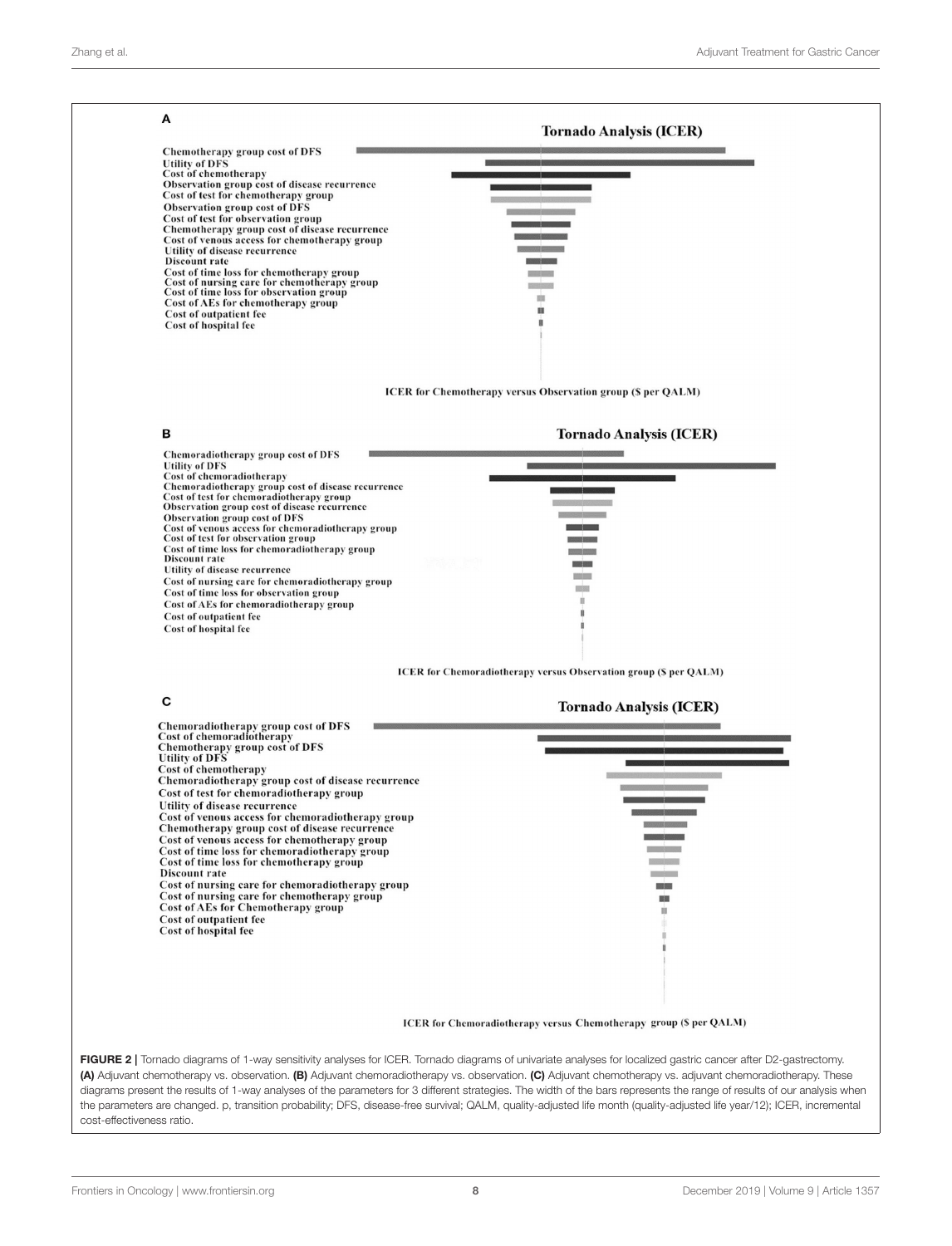**A**

**Tornado Analysis (ICER)**

Chemotherapy group cost of DFS
Utility of DFS
Cost of chemotherapy
Observation group cost of disease recurrence
Cost of test for chemotherapy group
Observation group cost of DFS
Cost of test for observation group
Chemotherapy group cost of disease recurrence
Cost of venous access for chemotherapy group
Utility of disease recurrence
Discount rate
Cost of time loss for chemotherapy group
Cost of nursing care for chemotherapy group
Cost of time loss for observation group
Cost of AEs for chemotherapy group
Cost of outpatient fee
Cost of hospital fee

ICER for Chemotherapy versus Observation group ($ per QALM)

**B**

**Tornado Analysis (ICER)**

Chemoradiotherapy group cost of DFS
Utility of DFS
Cost of chemoradiotherapy
Chemoradiotherapy group cost of disease recurrence
Cost of test for chemoradiotherapy group
Observation group cost of disease recurrence
Observation group cost of DFS
Cost of venous access for chemoradiotherapy group
Cost of test for observation group
Cost of time loss for chemoradiotherapy group
Discount rate
Utility of disease recurrence
Cost of nursing care for chemoradiotherapy group
Cost of time loss for observation group
Cost of AEs for chemoradiotherapy group
Cost of outpatient fee
Cost of hospital fee

ICER for Chemoradiotherapy versus Observation group ($ per QALM)

**C**

**Tornado Analysis (ICER)**

Chemoradiotherapy group cost of DFS
Cost of chemoradiotherapy
Chemotherapy group cost of DFS
Utility of DFS
Cost of chemotherapy
Chemoradiotherapy group cost of disease recurrence
Cost of test for chemoradiotherapy group
Utility of disease recurrence
Cost of venous access for chemoradiotherapy group
Chemotherapy group cost of disease recurrence
Cost of venous access for chemotherapy group
Cost of time loss for chemoradiotherapy group
Cost of time loss for chemotherapy group
Discount rate
Cost of nursing care for chemoradiotherapy group
Cost of nursing care for chemotherapy group
Cost of AEs for Chemotherapy group
Cost of outpatient fee
Cost of hospital fee

ICER for Chemoradiotherapy versus Chemotherapy group ($ per QALM)

**FIGURE 2** | Tornado diagrams of 1-way sensitivity analyses for ICER. Tornado diagrams of univariate analyses for localized gastric cancer after D2-gastrectomy. **(A)** Adjuvant chemotherapy vs. observation. **(B)** Adjuvant chemoradiotherapy vs. observation. **(C)** Adjuvant chemotherapy vs. adjuvant chemoradiotherapy. These diagrams present the results of 1-way analyses of the parameters for 3 different strategies. The width of the bars represents the range of results of our analysis when the parameters are changed. p, transition probability; DFS, disease-free survival; QALM, quality-adjusted life month (quality-adjusted life year/12); ICER, incremental cost-effectiveness ratio.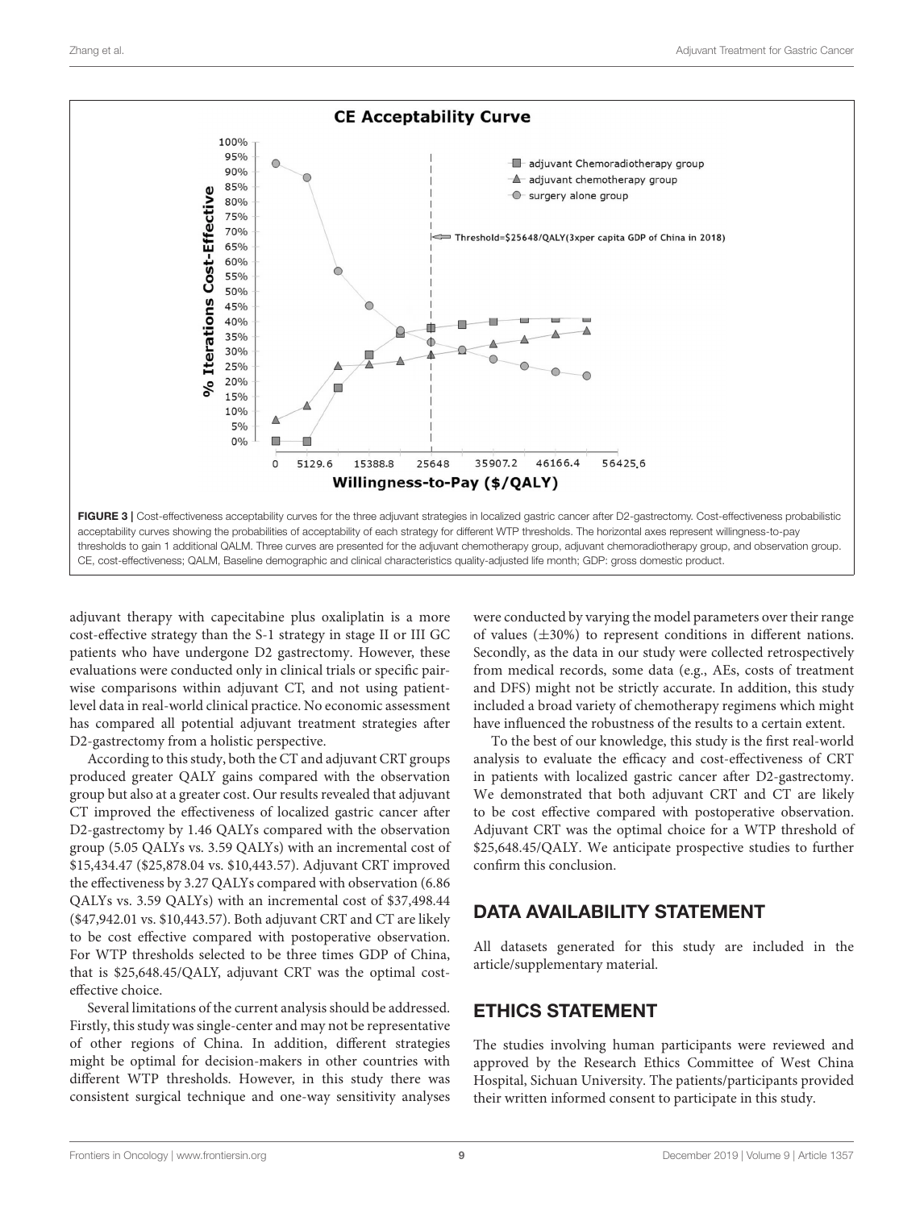FIGURE 3 | Cost-effectiveness acceptability curves for the three adjuvant strategies in localized gastric cancer after D2-gastrectomy. Cost-effectiveness probabilistic acceptability curves showing the probabilities of acceptability of each strategy for different WTP thresholds. The horizontal axes represent willingness-to-pay thresholds to gain 1 additional QALM. Three curves are presented for the adjuvant chemotherapy group, adjuvant chemoradiotherapy group, and observation group. CE, cost-effectiveness; QALM, Baseline demographic and clinical characteristics quality-adjusted life month; GDP: gross domestic product.

adjuvant therapy with capecitabine plus oxaliplatin is a more cost-effective strategy than the S-1 strategy in stage II or III GC patients who have undergone D2 gastrectomy. However, these evaluations were conducted only in clinical trials or specific pair-wise comparisons within adjuvant CT, and not using patient-level data in real-world clinical practice. No economic assessment has compared all potential adjuvant treatment strategies after D2-gastrectomy from a holistic perspective.

According to this study, both the CT and adjuvant CRT groups produced greater QALY gains compared with the observation group but also at a greater cost. Our results revealed that adjuvant CT improved the effectiveness of localized gastric cancer after D2-gastrectomy by 1.46 QALYs compared with the observation group (5.05 QALYs vs. 3.59 QALYs) with an incremental cost of \$15,434.47 (\$25,878.04 vs. \$10,443.57). Adjuvant CRT improved the effectiveness by 3.27 QALYs compared with observation (6.86 QALYs vs. 3.59 QALYs) with an incremental cost of \$37,498.44 (\$47,942.01 vs. \$10,443.57). Both adjuvant CRT and CT are likely to be cost effective compared with postoperative observation. For WTP thresholds selected to be three times GDP of China, that is \$25,648.45/QALY, adjuvant CRT was the optimal cost-effective choice.

Several limitations of the current analysis should be addressed. Firstly, this study was single-center and may not be representative of other regions of China. In addition, different strategies might be optimal for decision-makers in other countries with different WTP thresholds. However, in this study there was consistent surgical technique and one-way sensitivity analyses were conducted by varying the model parameters over their range of values (±30%) to represent conditions in different nations. Secondly, as the data in our study were collected retrospectively from medical records, some data (e.g., AEs, costs of treatment and DFS) might not be strictly accurate. In addition, this study included a broad variety of chemotherapy regimens which might have influenced the robustness of the results to a certain extent.

To the best of our knowledge, this study is the first real-world analysis to evaluate the efficacy and cost-effectiveness of CRT in patients with localized gastric cancer after D2-gastrectomy. We demonstrated that both adjuvant CRT and CT are likely to be cost effective compared with postoperative observation. Adjuvant CRT was the optimal choice for a WTP threshold of \$25,648.45/QALY. We anticipate prospective studies to further confirm this conclusion.

## DATA AVAILABILITY STATEMENT

All datasets generated for this study are included in the article/supplementary material.

## ETHICS STATEMENT

The studies involving human participants were reviewed and approved by the Research Ethics Committee of West China Hospital, Sichuan University. The patients/participants provided their written informed consent to participate in this study.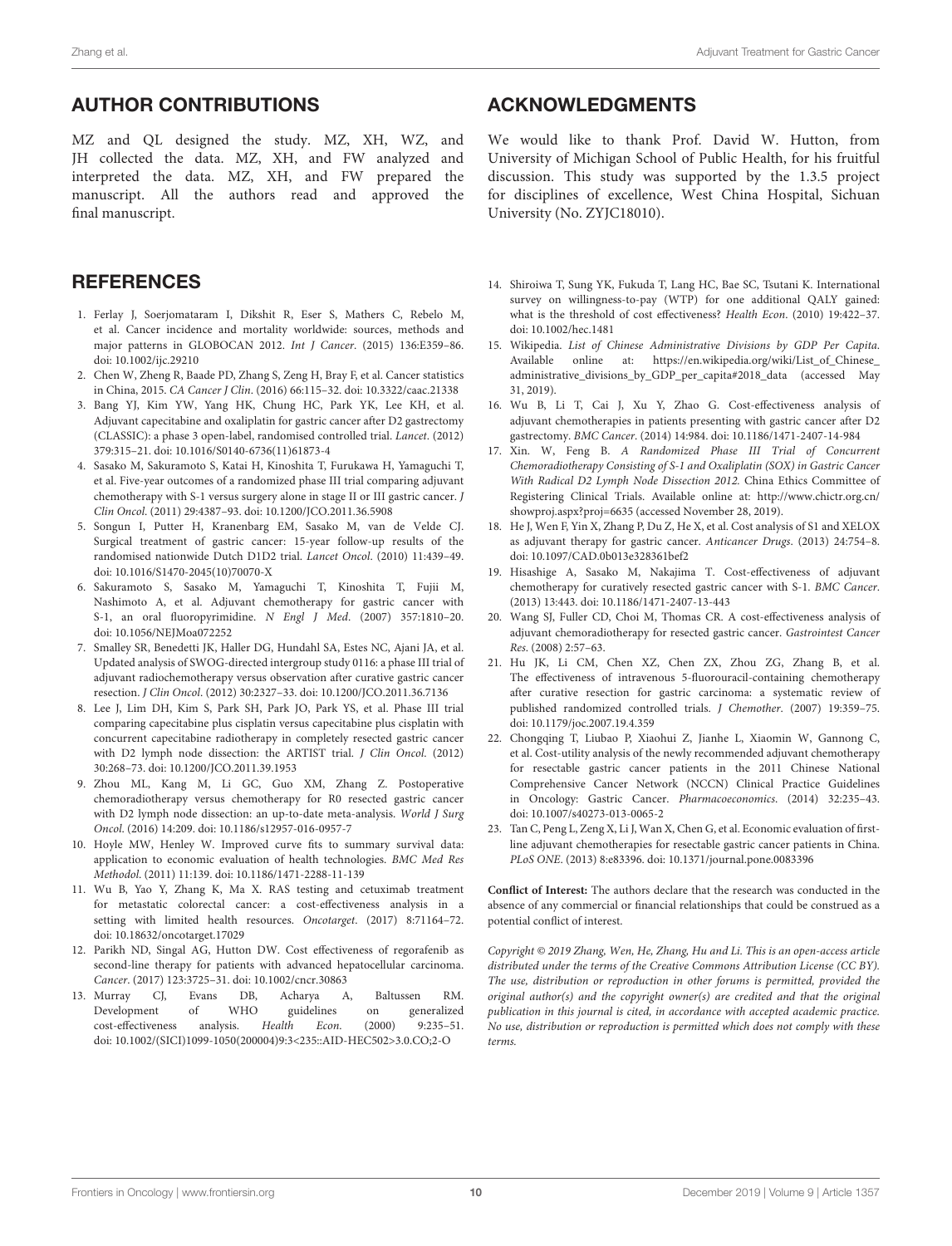## AUTHOR CONTRIBUTIONS

MZ and QL designed the study. MZ, XH, WZ, and JH collected the data. MZ, XH, and FW analyzed and interpreted the data. MZ, XH, and FW prepared the manuscript. All the authors read and approved the final manuscript.

## ACKNOWLEDGMENTS

We would like to thank Prof. David W. Hutton, from University of Michigan School of Public Health, for his fruitful discussion. This study was supported by the 1.3.5 project for disciplines of excellence, West China Hospital, Sichuan University (No. ZYJC18010).

## REFERENCES

1. Ferlay J, Soerjomataram I, Dikshit R, Eser S, Mathers C, Rebelo M, et al. Cancer incidence and mortality worldwide: sources, methods and major patterns in GLOBOCAN 2012. *Int J Cancer*. (2015) 136:E359–86. doi: 10.1002/ijc.29210
2. Chen W, Zheng R, Baade PD, Zhang S, Zeng H, Bray F, et al. Cancer statistics in China, 2015. *CA Cancer J Clin*. (2016) 66:115–32. doi: 10.3322/caac.21338
3. Bang YJ, Kim YW, Yang HK, Chung HC, Park YK, Lee KH, et al. Adjuvant capecitabine and oxaliplatin for gastric cancer after D2 gastrectomy (CLASSIC): a phase 3 open-label, randomised controlled trial. *Lancet*. (2012) 379:315–21. doi: 10.1016/S0140-6736(11)61873-4
4. Sasako M, Sakuramoto S, Katai H, Kinoshita T, Furukawa H, Yamaguchi T, et al. Five-year outcomes of a randomized phase III trial comparing adjuvant chemotherapy with S-1 versus surgery alone in stage II or III gastric cancer. *J Clin Oncol*. (2011) 29:4387–93. doi: 10.1200/JCO.2011.36.5908
5. Songun I, Putter H, Kranenbarg EM, Sasako M, van de Velde CJ. Surgical treatment of gastric cancer: 15-year follow-up results of the randomised nationwide Dutch D1D2 trial. *Lancet Oncol*. (2010) 11:439–49. doi: 10.1016/S1470-2045(10)70070-X
6. Sakuramoto S, Sasako M, Yamaguchi T, Kinoshita T, Fujii M, Nashimoto A, et al. Adjuvant chemotherapy for gastric cancer with S-1, an oral fluoropyrimidine. *N Engl J Med*. (2007) 357:1810–20. doi: 10.1056/NEJMoa072252
7. Smalley SR, Benedetti JK, Haller DG, Hundahl SA, Estes NC, Ajani JA, et al. Updated analysis of SWOG-directed intergroup study 0116: a phase III trial of adjuvant radiochemotherapy versus observation after curative gastric cancer resection. *J Clin Oncol*. (2012) 30:2327–33. doi: 10.1200/JCO.2011.36.7136
8. Lee J, Lim DH, Kim S, Park SH, Park JO, Park YS, et al. Phase III trial comparing capecitabine plus cisplatin versus capecitabine plus cisplatin with concurrent capecitabine radiotherapy in completely resected gastric cancer with D2 lymph node dissection: the ARTIST trial. *J Clin Oncol*. (2012) 30:268–73. doi: 10.1200/JCO.2011.39.1953
9. Zhou ML, Kang M, Li GC, Guo XM, Zhang Z. Postoperative chemoradiotherapy versus chemotherapy for R0 resected gastric cancer with D2 lymph node dissection: an up-to-date meta-analysis. *World J Surg Oncol*. (2016) 14:209. doi: 10.1186/s12957-016-0957-7
10. Hoyle MW, Henley W. Improved curve fits to summary survival data: application to economic evaluation of health technologies. *BMC Med Res Methodol*. (2011) 11:139. doi: 10.1186/1471-2288-11-139
11. Wu B, Yao Y, Zhang K, Ma X. RAS testing and cetuximab treatment for metastatic colorectal cancer: a cost-effectiveness analysis in a setting with limited health resources. *Oncotarget*. (2017) 8:71164–72. doi: 10.18632/oncotarget.17029
12. Parikh ND, Singal AG, Hutton DW. Cost effectiveness of regorafenib as second-line therapy for patients with advanced hepatocellular carcinoma. *Cancer*. (2017) 123:3725–31. doi: 10.1002/cncr.30863
13. Murray CJ, Evans DB, Acharya A, Baltussen RM. Development of WHO guidelines on generalized cost-effectiveness analysis. *Health Econ*. (2000) 9:235–51. doi: 10.1002/(SICI)1099-1050(200004)9:3<235::AID-HEC502>3.0.CO;2-O
14. Shiroiwa T, Sung YK, Fukuda T, Lang HC, Bae SC, Tsutani K. International survey on willingness-to-pay (WTP) for one additional QALY gained: what is the threshold of cost effectiveness? *Health Econ*. (2010) 19:422–37. doi: 10.1002/hec.1481
15. Wikipedia. *List of Chinese Administrative Divisions by GDP Per Capita*. Available online at: https://en.wikipedia.org/wiki/List_of_Chinese_administrative_divisions_by_GDP_per_capita#2018_data (accessed May 31, 2019).
16. Wu B, Li T, Cai J, Xu Y, Zhao G. Cost-effectiveness analysis of adjuvant chemotherapies in patients presenting with gastric cancer after D2 gastrectomy. *BMC Cancer*. (2014) 14:984. doi: 10.1186/1471-2407-14-984
17. Xin. W, Feng B. *A Randomized Phase III Trial of Concurrent Chemoradiotherapy Consisting of S-1 and Oxaliplatin (SOX) in Gastric Cancer With Radical D2 Lymph Node Dissection 2012.* China Ethics Committee of Registering Clinical Trials. Available online at: http://www.chictr.org.cn/showproj.aspx?proj=6635 (accessed November 28, 2019).
18. He J, Wen F, Yin X, Zhang P, Du Z, He X, et al. Cost analysis of S1 and XELOX as adjuvant therapy for gastric cancer. *Anticancer Drugs*. (2013) 24:754–8. doi: 10.1097/CAD.0b013e328361bef2
19. Hisashige A, Sasako M, Nakajima T. Cost-effectiveness of adjuvant chemotherapy for curatively resected gastric cancer with S-1. *BMC Cancer*. (2013) 13:443. doi: 10.1186/1471-2407-13-443
20. Wang SJ, Fuller CD, Choi M, Thomas CR. A cost-effectiveness analysis of adjuvant chemoradiotherapy for resected gastric cancer. *Gastrointest Cancer Res*. (2008) 2:57–63.
21. Hu JK, Li CM, Chen XZ, Chen ZX, Zhou ZG, Zhang B, et al. The effectiveness of intravenous 5-fluorouracil-containing chemotherapy after curative resection for gastric carcinoma: a systematic review of published randomized controlled trials. *J Chemother*. (2007) 19:359–75. doi: 10.1179/joc.2007.19.4.359
22. Chongqing T, Liubao P, Xiaohui Z, Jianhe L, Xiaomin W, Gannong C, et al. Cost-utility analysis of the newly recommended adjuvant chemotherapy for resectable gastric cancer patients in the 2011 Chinese National Comprehensive Cancer Network (NCCN) Clinical Practice Guidelines in Oncology: Gastric Cancer. *Pharmacoeconomics*. (2014) 32:235–43. doi: 10.1007/s40273-013-0065-2
23. Tan C, Peng L, Zeng X, Li J, Wan X, Chen G, et al. Economic evaluation of first-line adjuvant chemotherapies for resectable gastric cancer patients in China. *PLoS ONE*. (2013) 8:e83396. doi: 10.1371/journal.pone.0083396

**Conflict of Interest:** The authors declare that the research was conducted in the absence of any commercial or financial relationships that could be construed as a potential conflict of interest.

*Copyright © 2019 Zhang, Wen, He, Zhang, Hu and Li. This is an open-access article distributed under the terms of the Creative Commons Attribution License (CC BY). The use, distribution or reproduction in other forums is permitted, provided the original author(s) and the copyright owner(s) are credited and that the original publication in this journal is cited, in accordance with accepted academic practice. No use, distribution or reproduction is permitted which does not comply with these terms.*